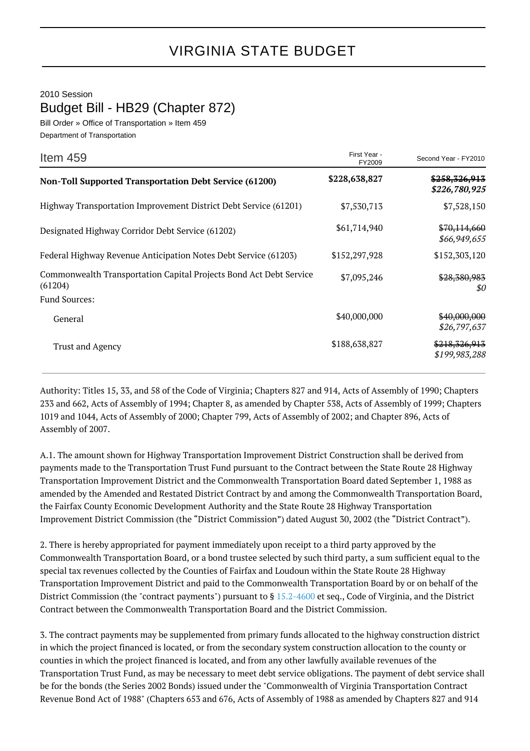# VIRGINIA STATE BUDGET

2010 Session

## Budget Bill - HB29 (Chapter 872)

Bill Order » Office of Transportation » Item 459

Department of Transportation

| Item 459 | First Year - FY2009 | Second Year - FY2010 |
|---|---|---|
| **Non-Toll Supported Transportation Debt Service (61200)** | **$228,638,827** | ~~**$258,326,913**~~ ***$226,780,925*** |
| Highway Transportation Improvement District Debt Service (61201) | $7,530,713 | $7,528,150 |
| Designated Highway Corridor Debt Service (61202) | $61,714,940 | ~~$70,114,660~~ *$66,949,655* |
| Federal Highway Revenue Anticipation Notes Debt Service (61203) | $152,297,928 | $152,303,120 |
| Commonwealth Transportation Capital Projects Bond Act Debt Service (61204) | $7,095,246 | ~~$28,380,983~~ *$0* |
| Fund Sources: | | |
| General | $40,000,000 | ~~$40,000,000~~ *$26,797,637* |
| Trust and Agency | $188,638,827 | ~~$218,326,913~~ *$199,983,288* |

Authority: Titles 15, 33, and 58 of the Code of Virginia; Chapters 827 and 914, Acts of Assembly of 1990; Chapters 233 and 662, Acts of Assembly of 1994; Chapter 8, as amended by Chapter 538, Acts of Assembly of 1999; Chapters 1019 and 1044, Acts of Assembly of 2000; Chapter 799, Acts of Assembly of 2002; and Chapter 896, Acts of Assembly of 2007.

A.1. The amount shown for Highway Transportation Improvement District Construction shall be derived from payments made to the Transportation Trust Fund pursuant to the Contract between the State Route 28 Highway Transportation Improvement District and the Commonwealth Transportation Board dated September 1, 1988 as amended by the Amended and Restated District Contract by and among the Commonwealth Transportation Board, the Fairfax County Economic Development Authority and the State Route 28 Highway Transportation Improvement District Commission (the "District Commission") dated August 30, 2002 (the "District Contract").

2. There is hereby appropriated for payment immediately upon receipt to a third party approved by the Commonwealth Transportation Board, or a bond trustee selected by such third party, a sum sufficient equal to the special tax revenues collected by the Counties of Fairfax and Loudoun within the State Route 28 Highway Transportation Improvement District and paid to the Commonwealth Transportation Board by or on behalf of the District Commission (the "contract payments") pursuant to § 15.2-4600 et seq., Code of Virginia, and the District Contract between the Commonwealth Transportation Board and the District Commission.

3. The contract payments may be supplemented from primary funds allocated to the highway construction district in which the project financed is located, or from the secondary system construction allocation to the county or counties in which the project financed is located, and from any other lawfully available revenues of the Transportation Trust Fund, as may be necessary to meet debt service obligations. The payment of debt service shall be for the bonds (the Series 2002 Bonds) issued under the "Commonwealth of Virginia Transportation Contract Revenue Bond Act of 1988" (Chapters 653 and 676, Acts of Assembly of 1988 as amended by Chapters 827 and 914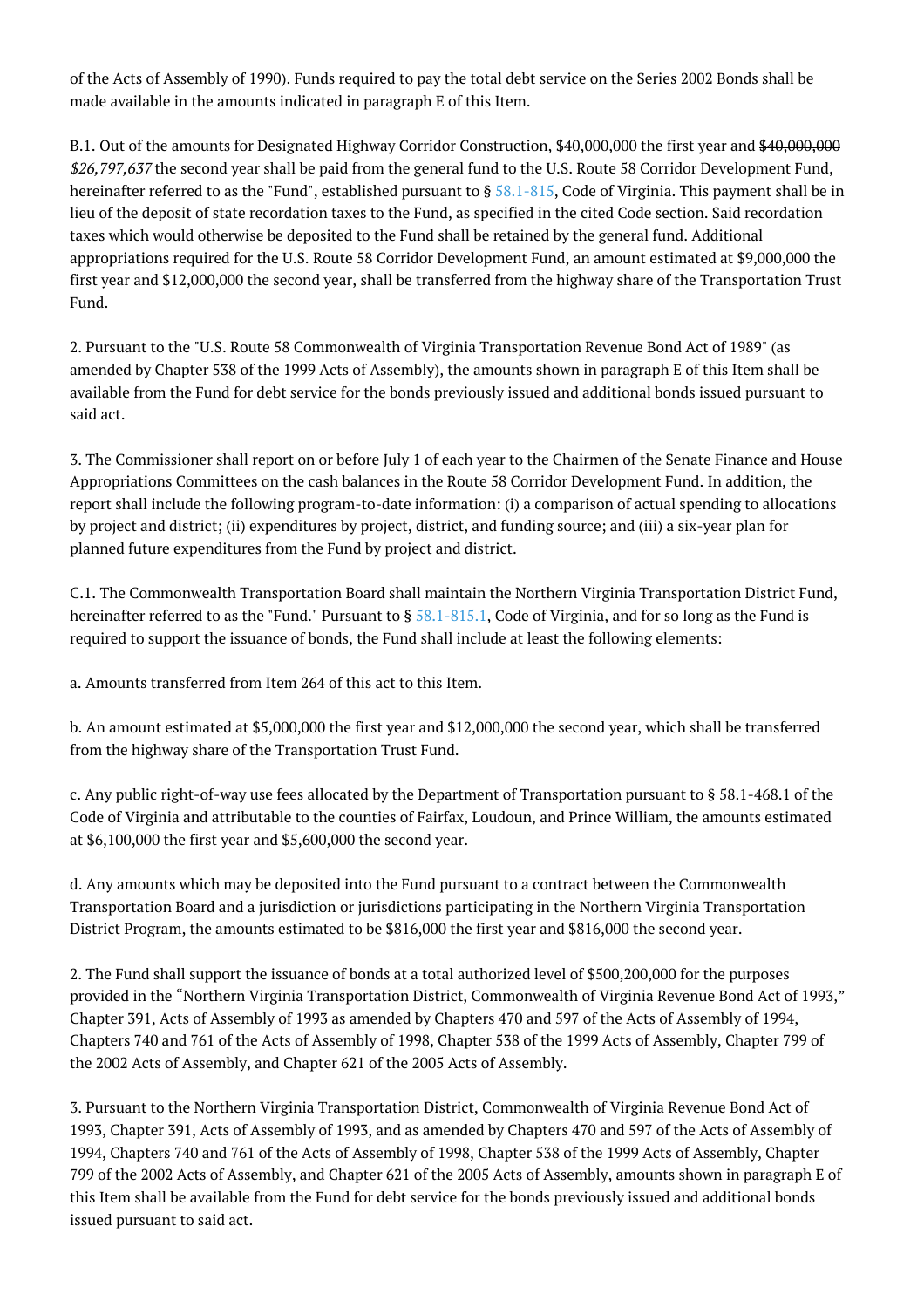of the Acts of Assembly of 1990). Funds required to pay the total debt service on the Series 2002 Bonds shall be made available in the amounts indicated in paragraph E of this Item.

B.1. Out of the amounts for Designated Highway Corridor Construction, $40,000,000 the first year and ~~$40,000,000~~ *$26,797,637* the second year shall be paid from the general fund to the U.S. Route 58 Corridor Development Fund, hereinafter referred to as the "Fund", established pursuant to § 58.1-815, Code of Virginia. This payment shall be in lieu of the deposit of state recordation taxes to the Fund, as specified in the cited Code section. Said recordation taxes which would otherwise be deposited to the Fund shall be retained by the general fund. Additional appropriations required for the U.S. Route 58 Corridor Development Fund, an amount estimated at $9,000,000 the first year and $12,000,000 the second year, shall be transferred from the highway share of the Transportation Trust Fund.

2. Pursuant to the "U.S. Route 58 Commonwealth of Virginia Transportation Revenue Bond Act of 1989" (as amended by Chapter 538 of the 1999 Acts of Assembly), the amounts shown in paragraph E of this Item shall be available from the Fund for debt service for the bonds previously issued and additional bonds issued pursuant to said act.

3. The Commissioner shall report on or before July 1 of each year to the Chairmen of the Senate Finance and House Appropriations Committees on the cash balances in the Route 58 Corridor Development Fund. In addition, the report shall include the following program-to-date information: (i) a comparison of actual spending to allocations by project and district; (ii) expenditures by project, district, and funding source; and (iii) a six-year plan for planned future expenditures from the Fund by project and district.

C.1. The Commonwealth Transportation Board shall maintain the Northern Virginia Transportation District Fund, hereinafter referred to as the "Fund." Pursuant to § 58.1-815.1, Code of Virginia, and for so long as the Fund is required to support the issuance of bonds, the Fund shall include at least the following elements:

a. Amounts transferred from Item 264 of this act to this Item.

b. An amount estimated at $5,000,000 the first year and $12,000,000 the second year, which shall be transferred from the highway share of the Transportation Trust Fund.

c. Any public right-of-way use fees allocated by the Department of Transportation pursuant to § 58.1-468.1 of the Code of Virginia and attributable to the counties of Fairfax, Loudoun, and Prince William, the amounts estimated at $6,100,000 the first year and $5,600,000 the second year.

d. Any amounts which may be deposited into the Fund pursuant to a contract between the Commonwealth Transportation Board and a jurisdiction or jurisdictions participating in the Northern Virginia Transportation District Program, the amounts estimated to be $816,000 the first year and $816,000 the second year.

2. The Fund shall support the issuance of bonds at a total authorized level of $500,200,000 for the purposes provided in the "Northern Virginia Transportation District, Commonwealth of Virginia Revenue Bond Act of 1993," Chapter 391, Acts of Assembly of 1993 as amended by Chapters 470 and 597 of the Acts of Assembly of 1994, Chapters 740 and 761 of the Acts of Assembly of 1998, Chapter 538 of the 1999 Acts of Assembly, Chapter 799 of the 2002 Acts of Assembly, and Chapter 621 of the 2005 Acts of Assembly.

3. Pursuant to the Northern Virginia Transportation District, Commonwealth of Virginia Revenue Bond Act of 1993, Chapter 391, Acts of Assembly of 1993, and as amended by Chapters 470 and 597 of the Acts of Assembly of 1994, Chapters 740 and 761 of the Acts of Assembly of 1998, Chapter 538 of the 1999 Acts of Assembly, Chapter 799 of the 2002 Acts of Assembly, and Chapter 621 of the 2005 Acts of Assembly, amounts shown in paragraph E of this Item shall be available from the Fund for debt service for the bonds previously issued and additional bonds issued pursuant to said act.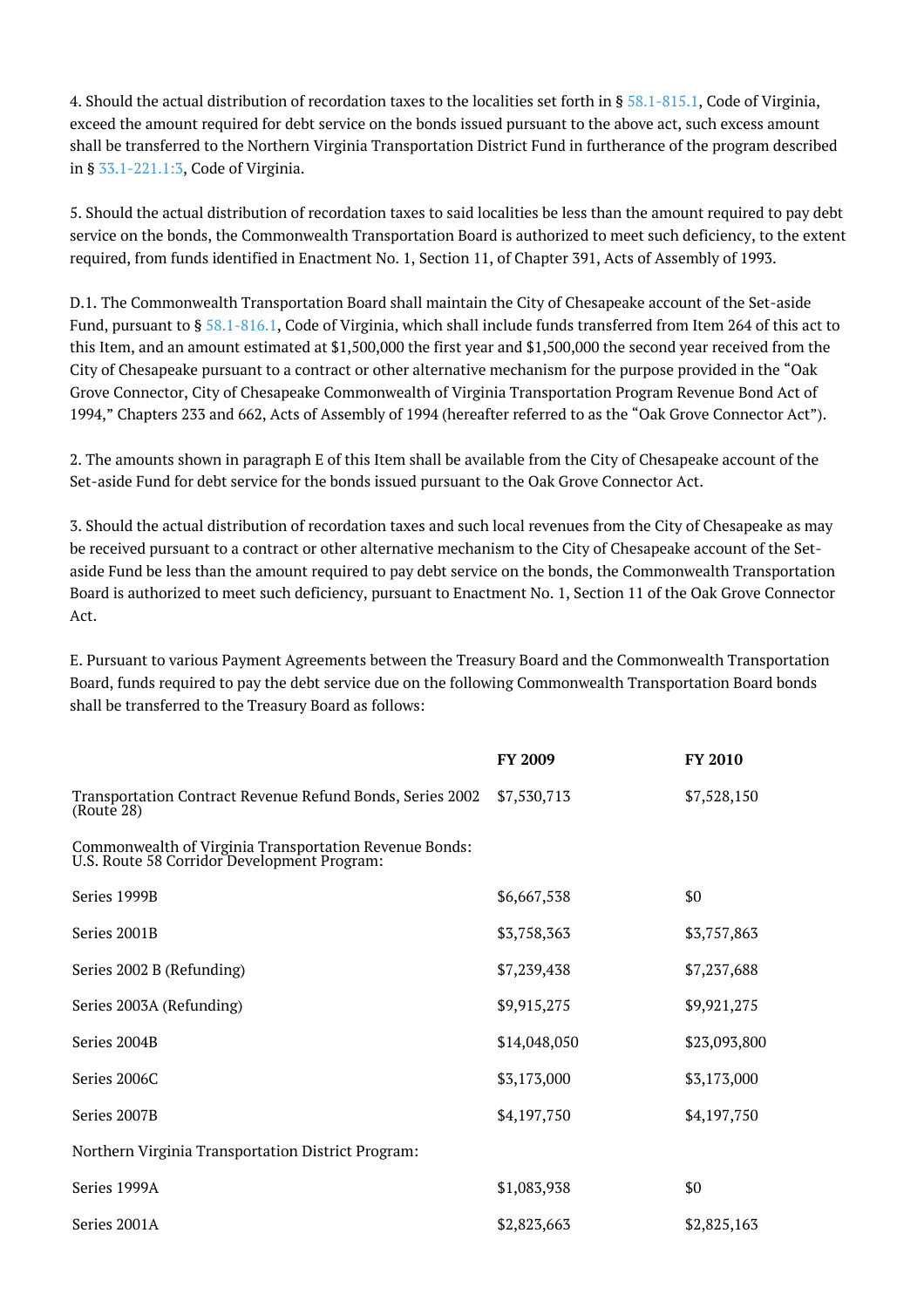4. Should the actual distribution of recordation taxes to the localities set forth in § 58.1-815.1, Code of Virginia, exceed the amount required for debt service on the bonds issued pursuant to the above act, such excess amount shall be transferred to the Northern Virginia Transportation District Fund in furtherance of the program described in § 33.1-221.1:3, Code of Virginia.

5. Should the actual distribution of recordation taxes to said localities be less than the amount required to pay debt service on the bonds, the Commonwealth Transportation Board is authorized to meet such deficiency, to the extent required, from funds identified in Enactment No. 1, Section 11, of Chapter 391, Acts of Assembly of 1993.

D.1. The Commonwealth Transportation Board shall maintain the City of Chesapeake account of the Set-aside Fund, pursuant to § 58.1-816.1, Code of Virginia, which shall include funds transferred from Item 264 of this act to this Item, and an amount estimated at $1,500,000 the first year and $1,500,000 the second year received from the City of Chesapeake pursuant to a contract or other alternative mechanism for the purpose provided in the "Oak Grove Connector, City of Chesapeake Commonwealth of Virginia Transportation Program Revenue Bond Act of 1994," Chapters 233 and 662, Acts of Assembly of 1994 (hereafter referred to as the "Oak Grove Connector Act").

2. The amounts shown in paragraph E of this Item shall be available from the City of Chesapeake account of the Set-aside Fund for debt service for the bonds issued pursuant to the Oak Grove Connector Act.

3. Should the actual distribution of recordation taxes and such local revenues from the City of Chesapeake as may be received pursuant to a contract or other alternative mechanism to the City of Chesapeake account of the Set-aside Fund be less than the amount required to pay debt service on the bonds, the Commonwealth Transportation Board is authorized to meet such deficiency, pursuant to Enactment No. 1, Section 11 of the Oak Grove Connector Act.

E. Pursuant to various Payment Agreements between the Treasury Board and the Commonwealth Transportation Board, funds required to pay the debt service due on the following Commonwealth Transportation Board bonds shall be transferred to the Treasury Board as follows:

| | FY 2009 | FY 2010 |
|---|---|---|
| Transportation Contract Revenue Refund Bonds, Series 2002 (Route 28) | $7,530,713 | $7,528,150 |
| Commonwealth of Virginia Transportation Revenue Bonds: U.S. Route 58 Corridor Development Program: | | |
| Series 1999B | $6,667,538 | $0 |
| Series 2001B | $3,758,363 | $3,757,863 |
| Series 2002 B (Refunding) | $7,239,438 | $7,237,688 |
| Series 2003A (Refunding) | $9,915,275 | $9,921,275 |
| Series 2004B | $14,048,050 | $23,093,800 |
| Series 2006C | $3,173,000 | $3,173,000 |
| Series 2007B | $4,197,750 | $4,197,750 |
| Northern Virginia Transportation District Program: | | |
| Series 1999A | $1,083,938 | $0 |
| Series 2001A | $2,823,663 | $2,825,163 |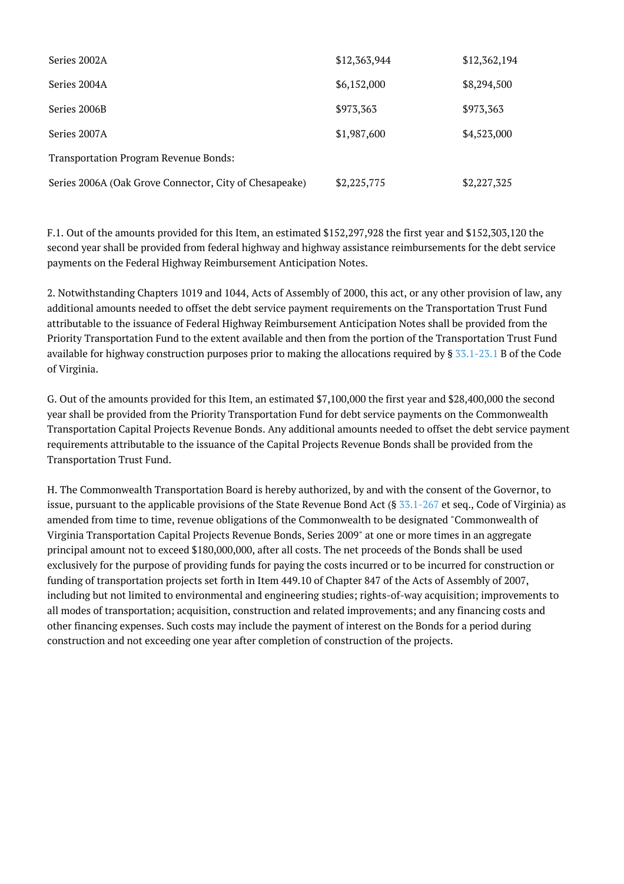| | | |
|---|---|---|
| Series 2002A | $12,363,944 | $12,362,194 |
| Series 2004A | $6,152,000 | $8,294,500 |
| Series 2006B | $973,363 | $973,363 |
| Series 2007A | $1,987,600 | $4,523,000 |
| Transportation Program Revenue Bonds: | | |
| Series 2006A (Oak Grove Connector, City of Chesapeake) | $2,225,775 | $2,227,325 |

F.1. Out of the amounts provided for this Item, an estimated $152,297,928 the first year and $152,303,120 the second year shall be provided from federal highway and highway assistance reimbursements for the debt service payments on the Federal Highway Reimbursement Anticipation Notes.

2. Notwithstanding Chapters 1019 and 1044, Acts of Assembly of 2000, this act, or any other provision of law, any additional amounts needed to offset the debt service payment requirements on the Transportation Trust Fund attributable to the issuance of Federal Highway Reimbursement Anticipation Notes shall be provided from the Priority Transportation Fund to the extent available and then from the portion of the Transportation Trust Fund available for highway construction purposes prior to making the allocations required by § 33.1-23.1 B of the Code of Virginia.

G. Out of the amounts provided for this Item, an estimated $7,100,000 the first year and $28,400,000 the second year shall be provided from the Priority Transportation Fund for debt service payments on the Commonwealth Transportation Capital Projects Revenue Bonds. Any additional amounts needed to offset the debt service payment requirements attributable to the issuance of the Capital Projects Revenue Bonds shall be provided from the Transportation Trust Fund.

H. The Commonwealth Transportation Board is hereby authorized, by and with the consent of the Governor, to issue, pursuant to the applicable provisions of the State Revenue Bond Act (§ 33.1-267 et seq., Code of Virginia) as amended from time to time, revenue obligations of the Commonwealth to be designated "Commonwealth of Virginia Transportation Capital Projects Revenue Bonds, Series 2009" at one or more times in an aggregate principal amount not to exceed $180,000,000, after all costs. The net proceeds of the Bonds shall be used exclusively for the purpose of providing funds for paying the costs incurred or to be incurred for construction or funding of transportation projects set forth in Item 449.10 of Chapter 847 of the Acts of Assembly of 2007, including but not limited to environmental and engineering studies; rights-of-way acquisition; improvements to all modes of transportation; acquisition, construction and related improvements; and any financing costs and other financing expenses. Such costs may include the payment of interest on the Bonds for a period during construction and not exceeding one year after completion of construction of the projects.